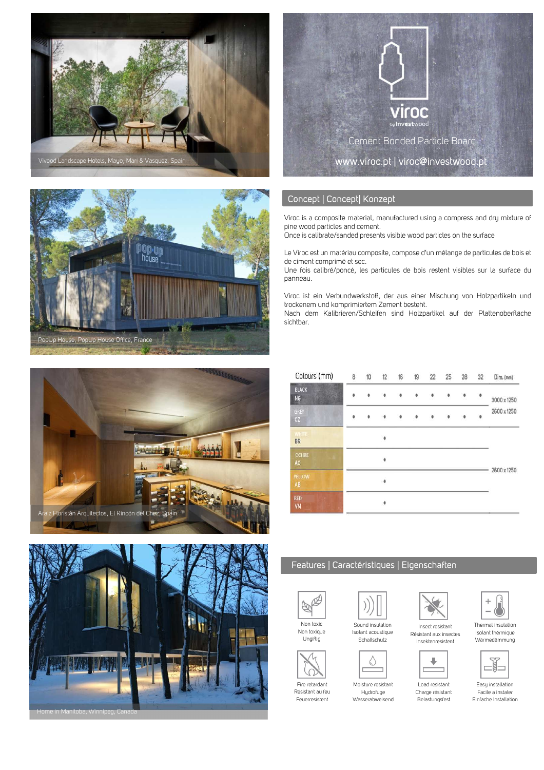Vivood Landscape Hotels, Mayo, Mari & Vasquez, Spain

viroc by Investwood

Cement Bonded Particle Board

www.viroc.pt | viroc@investwood.pt

PopUp House, PopUp House Office, France

## Concept | Concept| Konzept

Viroc is a composite material, manufactured using a compress and dry mixture of pine wood particles and cement.
Once is calibrate/sanded presents visible wood particles on the surface

Le Viroc est un matériau composite, compose d'un mélange de particules de bois et de ciment comprimé et sec.
Une fois calibré/poncé, les particules de bois restent visibles sur la surface du panneau.

Viroc ist ein Verbundwerkstoff, der aus einer Mischung von Holzpartikeln und trockenem und komprimiertem Zement besteht.
Nach dem Kalibrieren/Schleifen sind Holzpartikel auf der Plattenoberfläche sichtbar.

Araiz Floristán Arquitectos, El Rincón del Chez, Spain

| Colours (mm) | 8 | 10 | 12 | 16 | 19 | 22 | 25 | 28 | 32 | Dim. (mm) |
|---|---|---|---|---|---|---|---|---|---|---|
| BLACK NG | • | • | • | • | • | • | • | • | • | 3000 x 1250 |
| GREY CZ | • | • | • | • | • | • | • | • | • | 2600 x 1250 |
| WHITE BR | | | • | | | | | | | 2600 x 1250 |
| OCHRE AC | | | • | | | | | | | 2600 x 1250 |
| YELLOW AB | | | • | | | | | | | 2600 x 1250 |
| RED VM | | | • | | | | | | | 2600 x 1250 |

Home in Manitoba, Winnipeg, Canada

## Features | Caractéristiques | Eigenschaften

- Non toxic / Non toxique / Ungiftig
- Sound insulation / Isolant acoustique / Schallschutz
- Insect resistant / Résistant aux insectes / Insektenresistent
- Thermal insulation / Isolant thérmique / Wärmedämmung
- Fire retardant / Résistant au feu / Feuerresistent
- Moisture resistant / Hydrofuge / Wasserabweisend
- Load resistant / Charge résistant / Belastungsfest
- Easy installation / Facile a instaler / Einfache Installation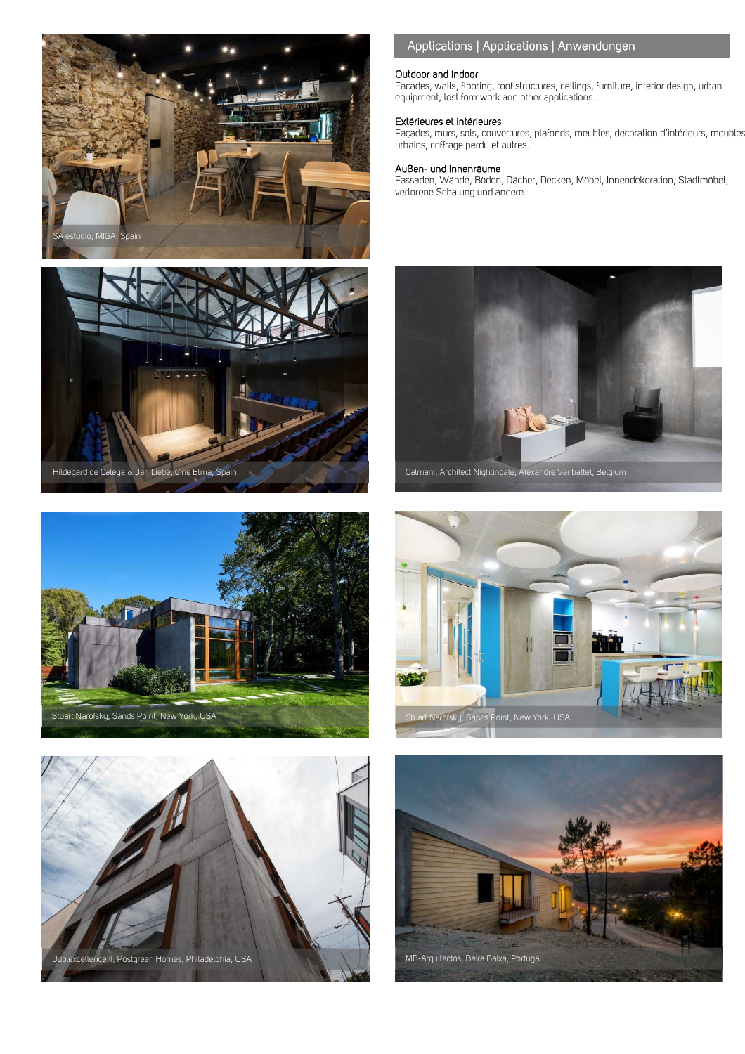## Applications | Applications | Anwendungen

**Outdoor and indoor**
Facades, walls, flooring, roof structures, ceilings, furniture, interior design, urban equipment, lost formwork and other applications.

**Extérieures et intérieures.**
Façades, murs, sols, couvertures, plafonds, meubles, decoration d'intérieurs, meubles urbains, coffrage perdu et autres.

**Außen- und Innenräume**
Fassaden, Wände, Böden, Dächer, Decken, Möbel, Innendekoration, Stadtmöbel, verlorene Schalung und andere.

SA estudio, MIGA, Spain

Hildegard de Caleya & Jan Liebe, Cine Elma, Spain

Calmani, Architect Nightingale, Alexandre Vanbattel, Belgium

Stuart Narofsky, Sands Point, New York, USA

Stuart Narofsky, Sands Point, New York, USA

Duplexcellence II, Postgreen Homes, Philadelphia, USA

MB-Arquitectos, Beira Baixa, Portugal